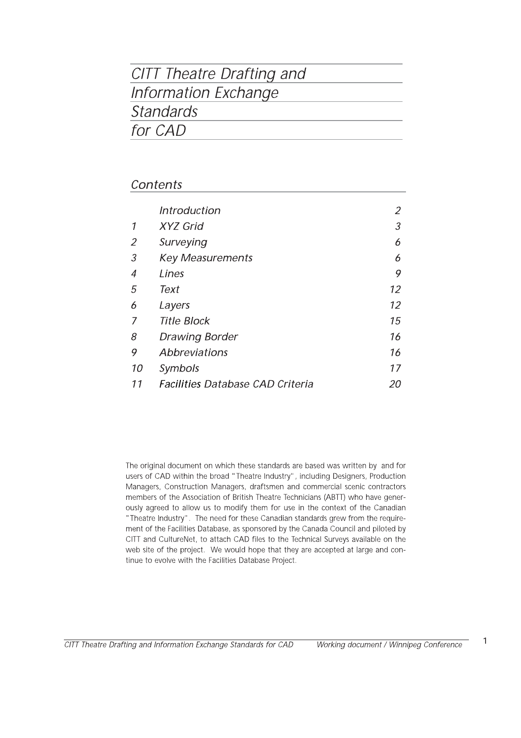# CITT Theatre Drafting and Information Exchange Standards for CAD

## Contents

| | | |
|---|---|---|
| | Introduction | 2 |
| 1 | XYZ Grid | 3 |
| 2 | Surveying | 6 |
| 3 | Key Measurements | 6 |
| 4 | Lines | 9 |
| 5 | Text | 12 |
| 6 | Layers | 12 |
| 7 | Title Block | 15 |
| 8 | Drawing Border | 16 |
| 9 | Abbreviations | 16 |
| 10 | Symbols | 17 |
| 11 | Facilities Database CAD Criteria | 20 |

The original document on which these standards are based was written by and for users of CAD within the broad "Theatre Industry", including Designers, Production Managers, Construction Managers, draftsmen and commercial scenic contractors members of the Association of British Theatre Technicians (ABTT) who have generously agreed to allow us to modify them for use in the context of the Canadian "Theatre Industry". The need for these Canadian standards grew from the requirement of the Facilities Database, as sponsored by the Canada Council and piloted by CITT and CultureNet, to attach CAD files to the Technical Surveys available on the web site of the project. We would hope that they are accepted at large and continue to evolve with the Facilities Database Project.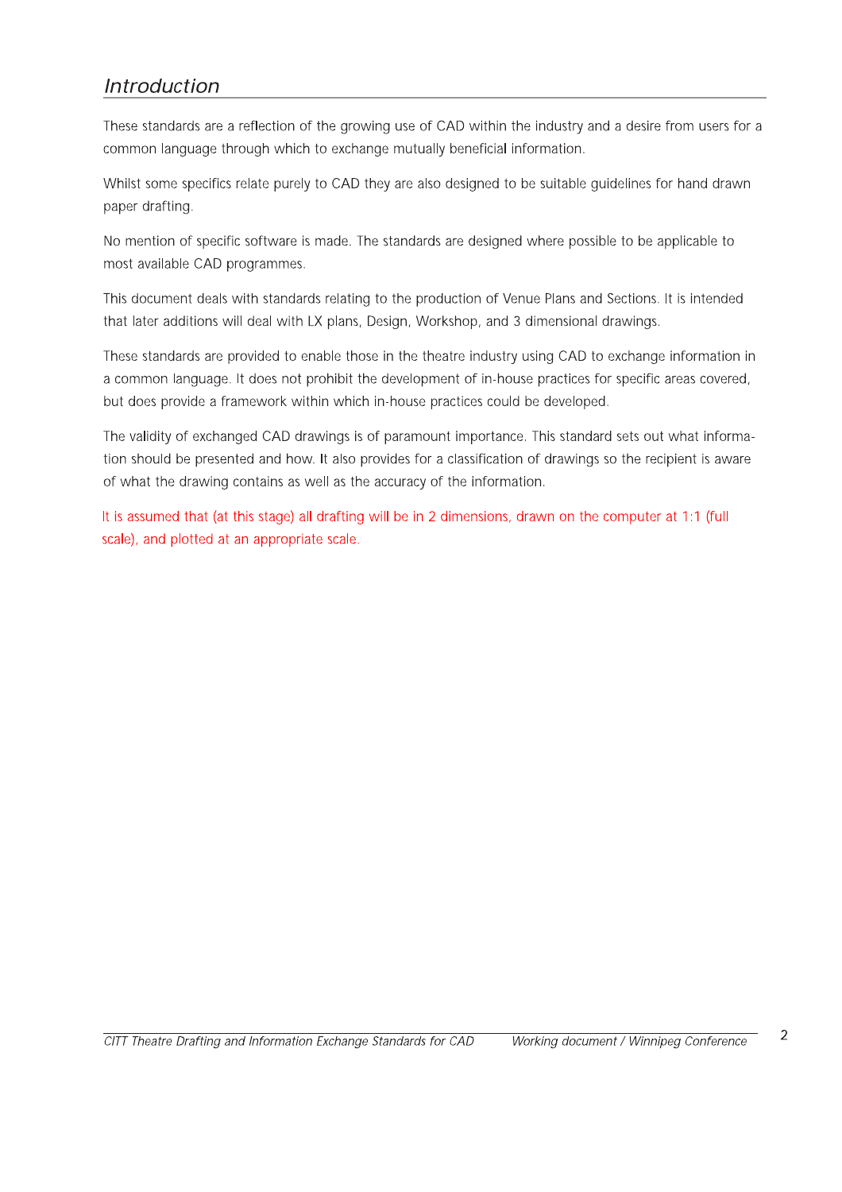## *Introduction*

These standards are a reflection of the growing use of CAD within the industry and a desire from users for a common language through which to exchange mutually beneficial information.

Whilst some specifics relate purely to CAD they are also designed to be suitable guidelines for hand drawn paper drafting.

No mention of specific software is made. The standards are designed where possible to be applicable to most available CAD programmes.

This document deals with standards relating to the production of Venue Plans and Sections. It is intended that later additions will deal with LX plans, Design, Workshop, and 3 dimensional drawings.

These standards are provided to enable those in the theatre industry using CAD to exchange information in a common language. It does not prohibit the development of in-house practices for specific areas covered, but does provide a framework within which in-house practices could be developed.

The validity of exchanged CAD drawings is of paramount importance. This standard sets out what information should be presented and how. It also provides for a classification of drawings so the recipient is aware of what the drawing contains as well as the accuracy of the information.

It is assumed that (at this stage) all drafting will be in 2 dimensions, drawn on the computer at 1:1 (full scale), and plotted at an appropriate scale.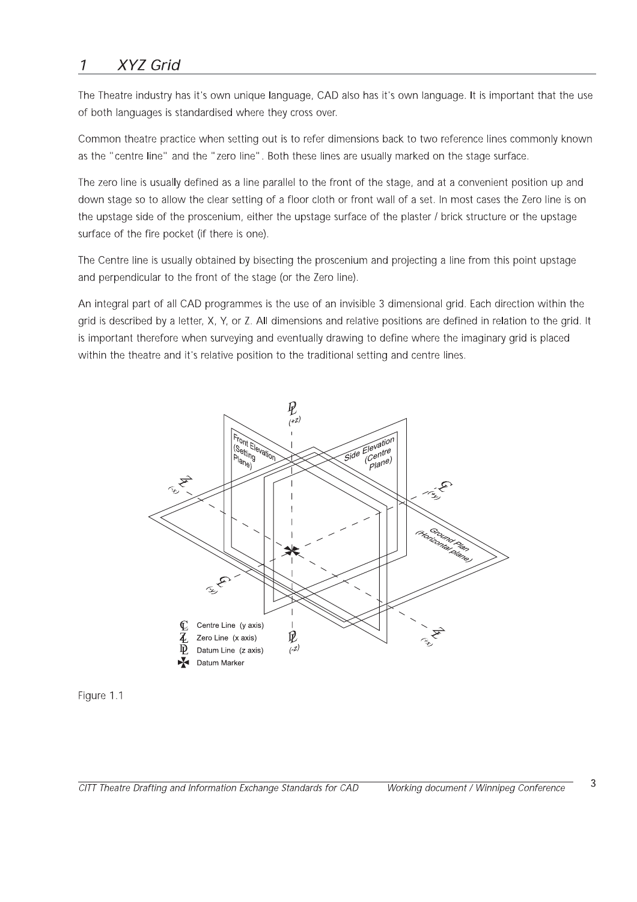# 1 XYZ Grid

The Theatre industry has it's own unique language, CAD also has it's own language. It is important that the use of both languages is standardised where they cross over.

Common theatre practice when setting out is to refer dimensions back to two reference lines commonly known as the "centre line" and the "zero line". Both these lines are usually marked on the stage surface.

The zero line is usually defined as a line parallel to the front of the stage, and at a convenient position up and down stage so to allow the clear setting of a floor cloth or front wall of a set. In most cases the Zero line is on the upstage side of the proscenium, either the upstage surface of the plaster / brick structure or the upstage surface of the fire pocket (if there is one).

The Centre line is usually obtained by bisecting the proscenium and projecting a line from this point upstage and perpendicular to the front of the stage (or the Zero line).

An integral part of all CAD programmes is the use of an invisible 3 dimensional grid. Each direction within the grid is described by a letter, X, Y, or Z. All dimensions and relative positions are defined in relation to the grid. It is important therefore when surveying and eventually drawing to define where the imaginary grid is placed within the theatre and it's relative position to the traditional setting and centre lines.

Figure 1.1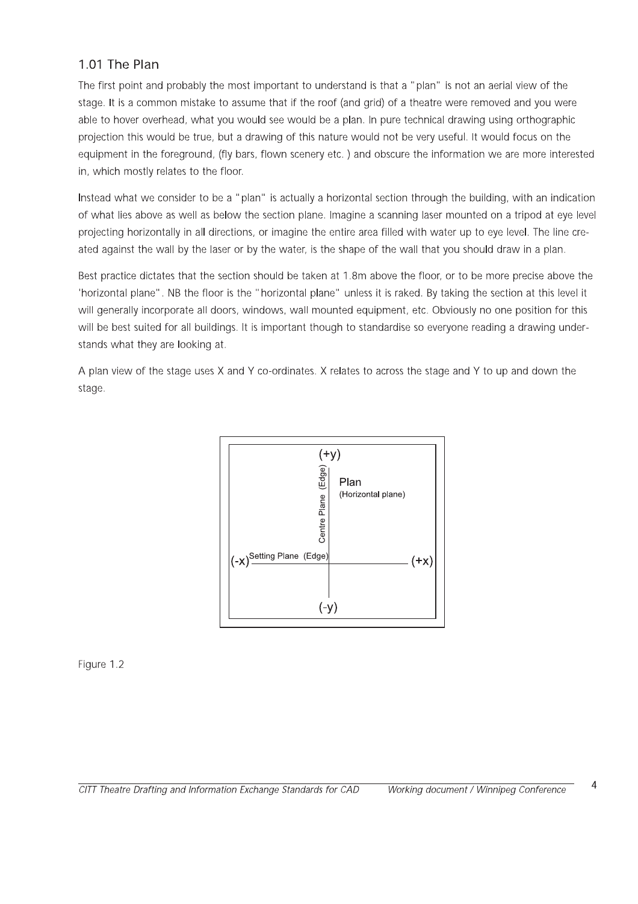## 1.01 The Plan

The first point and probably the most important to understand is that a "plan" is not an aerial view of the stage. It is a common mistake to assume that if the roof (and grid) of a theatre were removed and you were able to hover overhead, what you would see would be a plan. In pure technical drawing using orthographic projection this would be true, but a drawing of this nature would not be very useful. It would focus on the equipment in the foreground, (fly bars, flown scenery etc. ) and obscure the information we are more interested in, which mostly relates to the floor.

Instead what we consider to be a "plan" is actually a horizontal section through the building, with an indication of what lies above as well as below the section plane. Imagine a scanning laser mounted on a tripod at eye level projecting horizontally in all directions, or imagine the entire area filled with water up to eye level. The line created against the wall by the laser or by the water, is the shape of the wall that you should draw in a plan.

Best practice dictates that the section should be taken at 1.8m above the floor, or to be more precise above the 'horizontal plane". NB the floor is the "horizontal plane" unless it is raked. By taking the section at this level it will generally incorporate all doors, windows, wall mounted equipment, etc. Obviously no one position for this will be best suited for all buildings. It is important though to standardise so everyone reading a drawing understands what they are looking at.

A plan view of the stage uses X and Y co-ordinates. X relates to across the stage and Y to up and down the stage.

(+y)

Centre Plane (Edge)

Plan
(Horizontal plane)

(-x) Setting Plane (Edge) (+x)

(-y)

Figure 1.2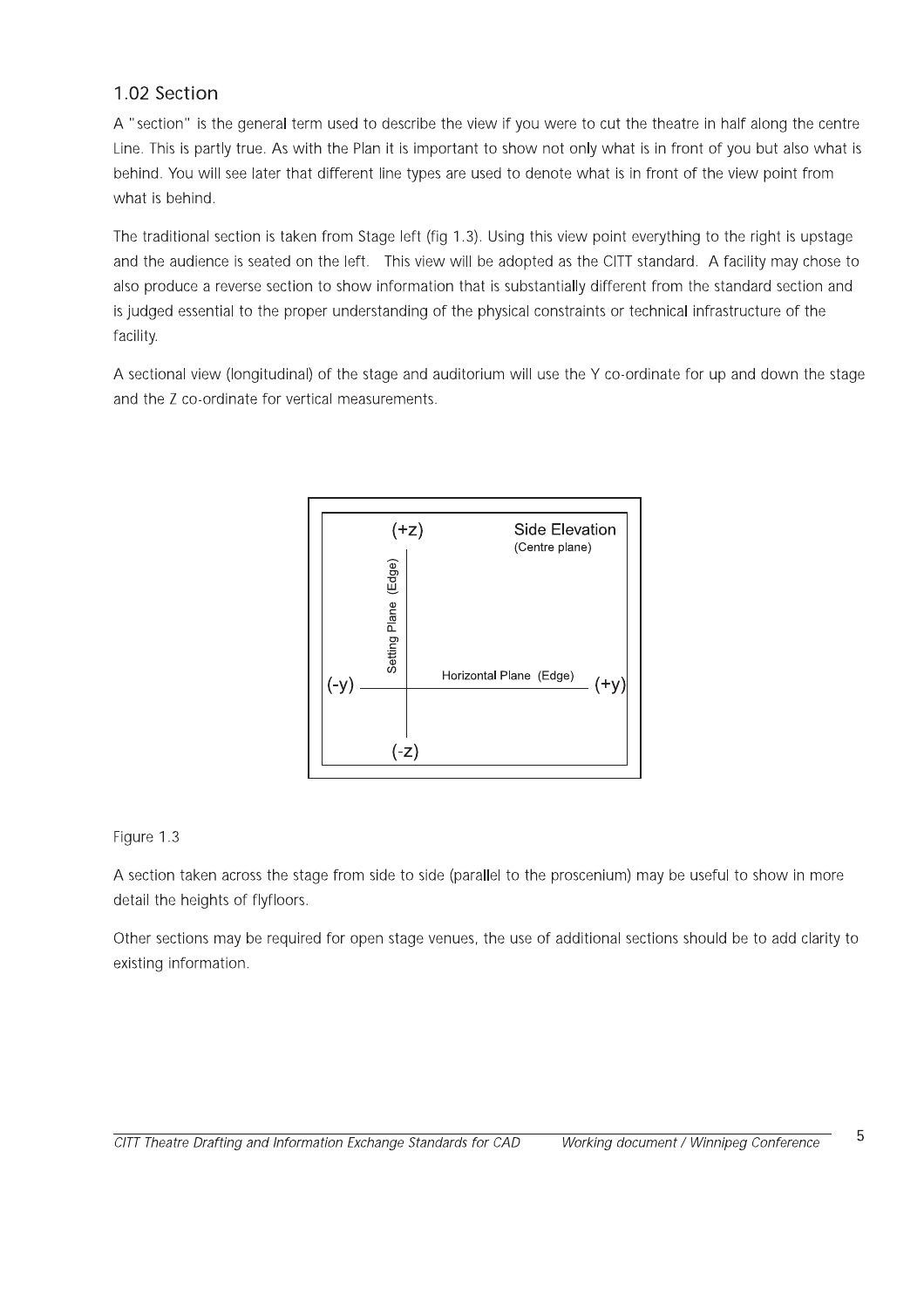## 1.02 Section

A "section" is the general term used to describe the view if you were to cut the theatre in half along the centre Line. This is partly true. As with the Plan it is important to show not only what is in front of you but also what is behind. You will see later that different line types are used to denote what is in front of the view point from what is behind.

The traditional section is taken from Stage left (fig 1.3). Using this view point everything to the right is upstage and the audience is seated on the left. This view will be adopted as the CITT standard. A facility may chose to also produce a reverse section to show information that is substantially different from the standard section and is judged essential to the proper understanding of the physical constraints or technical infrastructure of the facility.

A sectional view (longitudinal) of the stage and auditorium will use the Y co-ordinate for up and down the stage and the Z co-ordinate for vertical measurements.

(+z) Side Elevation (Centre plane)

Setting Plane (Edge)

(-y) Horizontal Plane (Edge) (+y)

(-z)

Figure 1.3

A section taken across the stage from side to side (parallel to the proscenium) may be useful to show in more detail the heights of flyfloors.

Other sections may be required for open stage venues, the use of additional sections should be to add clarity to existing information.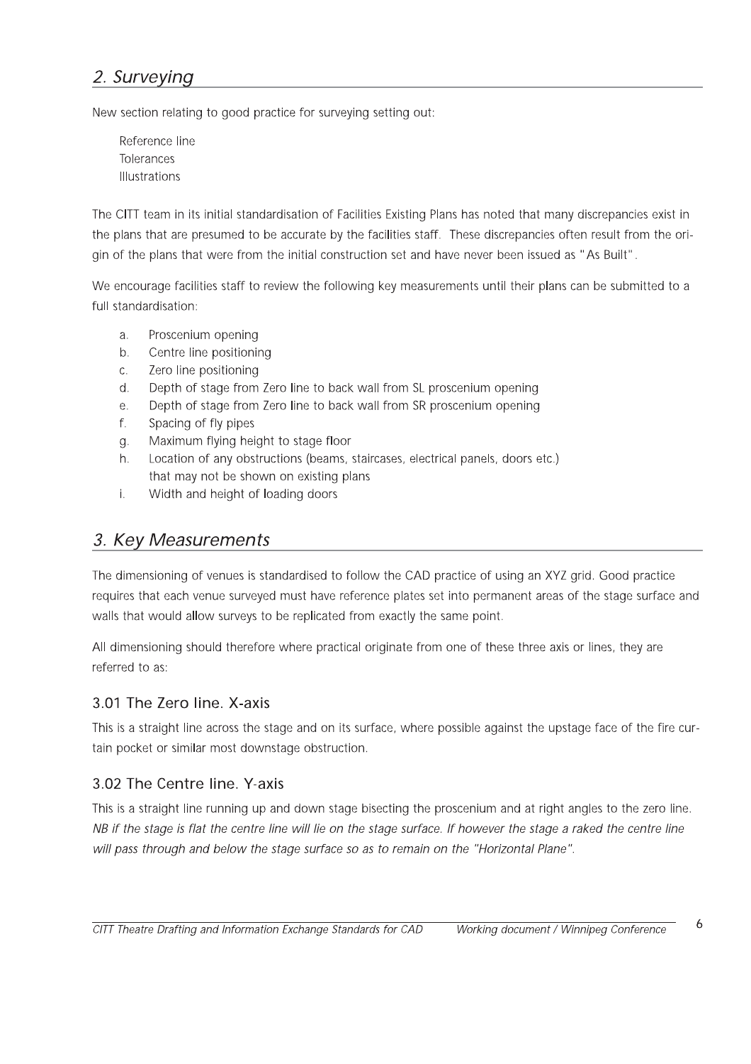## *2. Surveying*

New section relating to good practice for surveying setting out:

Reference line
Tolerances
Illustrations

The CITT team in its initial standardisation of Facilities Existing Plans has noted that many discrepancies exist in the plans that are presumed to be accurate by the facilities staff. These discrepancies often result from the origin of the plans that were from the initial construction set and have never been issued as "As Built".

We encourage facilities staff to review the following key measurements until their plans can be submitted to a full standardisation:

a. Proscenium opening
b. Centre line positioning
c. Zero line positioning
d. Depth of stage from Zero line to back wall from SL proscenium opening
e. Depth of stage from Zero line to back wall from SR proscenium opening
f. Spacing of fly pipes
g. Maximum flying height to stage floor
h. Location of any obstructions (beams, staircases, electrical panels, doors etc.) that may not be shown on existing plans
i. Width and height of loading doors

## *3. Key Measurements*

The dimensioning of venues is standardised to follow the CAD practice of using an XYZ grid. Good practice requires that each venue surveyed must have reference plates set into permanent areas of the stage surface and walls that would allow surveys to be replicated from exactly the same point.

All dimensioning should therefore where practical originate from one of these three axis or lines, they are referred to as:

### 3.01 The Zero line. X-axis

This is a straight line across the stage and on its surface, where possible against the upstage face of the fire curtain pocket or similar most downstage obstruction.

### 3.02 The Centre line. Y-axis

This is a straight line running up and down stage bisecting the proscenium and at right angles to the zero line. *NB if the stage is flat the centre line will lie on the stage surface. If however the stage a raked the centre line will pass through and below the stage surface so as to remain on the "Horizontal Plane".*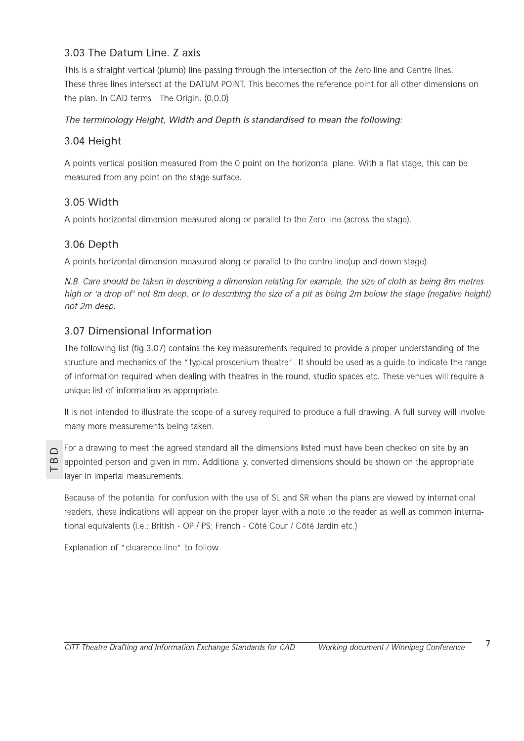### 3.03 The Datum Line. Z axis

This is a straight vertical (plumb) line passing through the intersection of the Zero line and Centre lines. These three lines intersect at the DATUM POINT. This becomes the reference point for all other dimensions on the plan. In CAD terms - The Origin. (0,0,0)

*The terminology Height, Width and Depth is standardised to mean the following:*

### 3.04 Height

A points vertical position measured from the 0 point on the horizontal plane. With a flat stage, this can be measured from any point on the stage surface.

### 3.05 Width

A points horizontal dimension measured along or parallel to the Zero line (across the stage).

### 3.06 Depth

A points horizontal dimension measured along or parallel to the centre line(up and down stage).

*N.B. Care should be taken in describing a dimension relating for example, the size of cloth as being 8m metres high or 'a drop of' not 8m deep, or to describing the size of a pit as being 2m below the stage (negative height) not 2m deep.*

### 3.07 Dimensional Information

The following list (fig.3.07) contains the key measurements required to provide a proper understanding of the structure and mechanics of the "typical proscenium theatre". It should be used as a guide to indicate the range of information required when dealing with theatres in the round, studio spaces etc. These venues will require a unique list of information as appropriate.

It is not intended to illustrate the scope of a survey required to produce a full drawing. A full survey will involve many more measurements being taken.

TBD

For a drawing to meet the agreed standard all the dimensions listed must have been checked on site by an appointed person and given in mm. Additionally, converted dimensions should be shown on the appropriate layer in Imperial measurements.

Because of the potential for confusion with the use of SL and SR when the plans are viewed by international readers, these indications will appear on the proper layer with a note to the reader as well as common international equivalents (i.e.: British - OP / PS; French - Côté Cour / Côté Jardin etc.)

Explanation of "clearance line" to follow.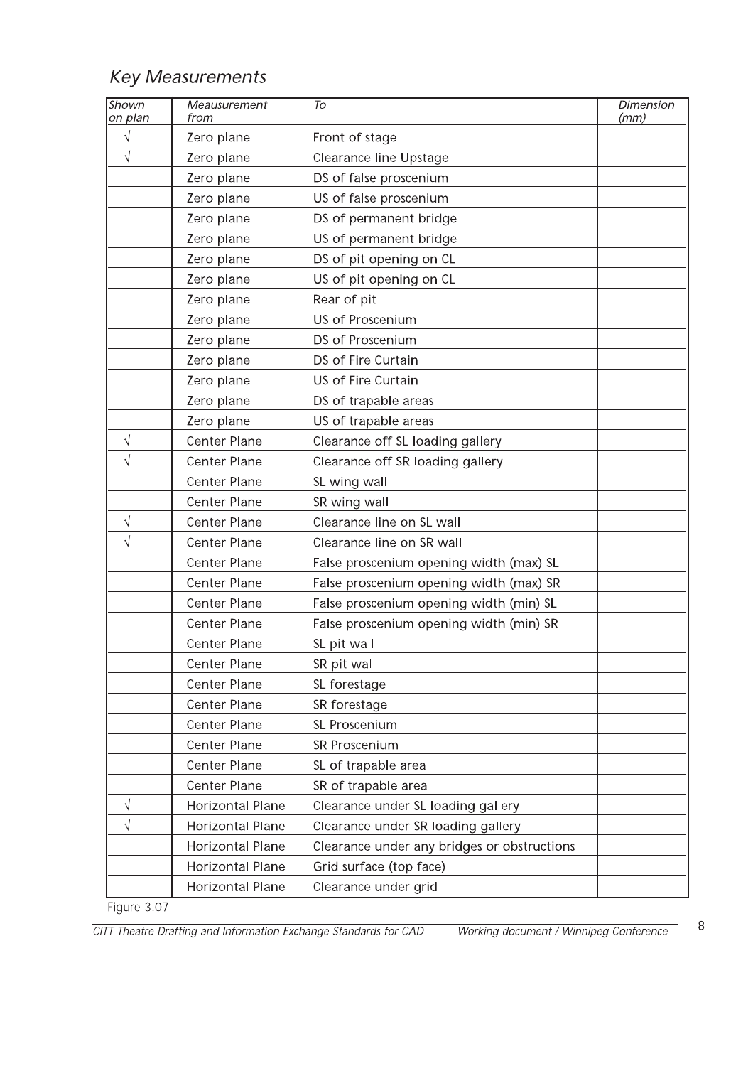## *Key Measurements*

| *Shown on plan* | *Meausurement from* | *To* | *Dimension (mm)* |
|---|---|---|---|
| √ | Zero plane | Front of stage | |
| √ | Zero plane | Clearance line Upstage | |
| | Zero plane | DS of false proscenium | |
| | Zero plane | US of false proscenium | |
| | Zero plane | DS of permanent bridge | |
| | Zero plane | US of permanent bridge | |
| | Zero plane | DS of pit opening on CL | |
| | Zero plane | US of pit opening on CL | |
| | Zero plane | Rear of pit | |
| | Zero plane | US of Proscenium | |
| | Zero plane | DS of Proscenium | |
| | Zero plane | DS of Fire Curtain | |
| | Zero plane | US of Fire Curtain | |
| | Zero plane | DS of trapable areas | |
| | Zero plane | US of trapable areas | |
| √ | Center Plane | Clearance off SL loading gallery | |
| √ | Center Plane | Clearance off SR loading gallery | |
| | Center Plane | SL wing wall | |
| | Center Plane | SR wing wall | |
| √ | Center Plane | Clearance line on SL wall | |
| √ | Center Plane | Clearance line on SR wall | |
| | Center Plane | False proscenium opening width (max) SL | |
| | Center Plane | False proscenium opening width (max) SR | |
| | Center Plane | False proscenium opening width (min) SL | |
| | Center Plane | False proscenium opening width (min) SR | |
| | Center Plane | SL pit wall | |
| | Center Plane | SR pit wall | |
| | Center Plane | SL forestage | |
| | Center Plane | SR forestage | |
| | Center Plane | SL Proscenium | |
| | Center Plane | SR Proscenium | |
| | Center Plane | SL of trapable area | |
| | Center Plane | SR of trapable area | |
| √ | Horizontal Plane | Clearance under SL loading gallery | |
| √ | Horizontal Plane | Clearance under SR loading gallery | |
| | Horizontal Plane | Clearance under any bridges or obstructions | |
| | Horizontal Plane | Grid surface (top face) | |
| | Horizontal Plane | Clearance under grid | |

Figure 3.07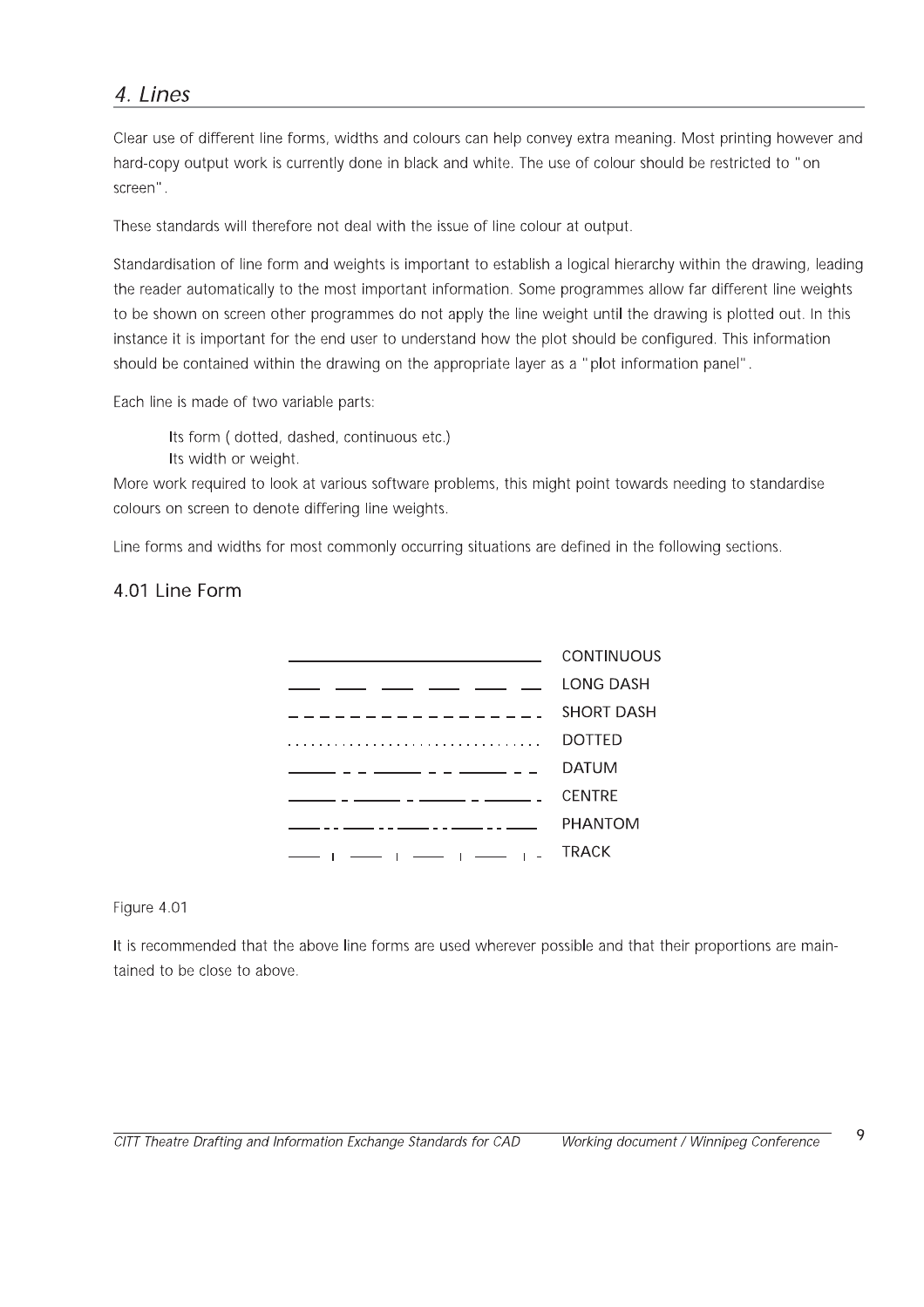## *4. Lines*

Clear use of different line forms, widths and colours can help convey extra meaning. Most printing however and hard-copy output work is currently done in black and white. The use of colour should be restricted to "on screen".

These standards will therefore not deal with the issue of line colour at output.

Standardisation of line form and weights is important to establish a logical hierarchy within the drawing, leading the reader automatically to the most important information. Some programmes allow far different line weights to be shown on screen other programmes do not apply the line weight until the drawing is plotted out. In this instance it is important for the end user to understand how the plot should be configured. This information should be contained within the drawing on the appropriate layer as a "plot information panel".

Each line is made of two variable parts:

> Its form ( dotted, dashed, continuous etc.)
> Its width or weight.

More work required to look at various software problems, this might point towards needing to standardise colours on screen to denote differing line weights.

Line forms and widths for most commonly occurring situations are defined in the following sections.

### 4.01 Line Form

CONTINUOUS
LONG DASH
SHORT DASH
DOTTED
DATUM
CENTRE
PHANTOM
TRACK

Figure 4.01

It is recommended that the above line forms are used wherever possible and that their proportions are maintained to be close to above.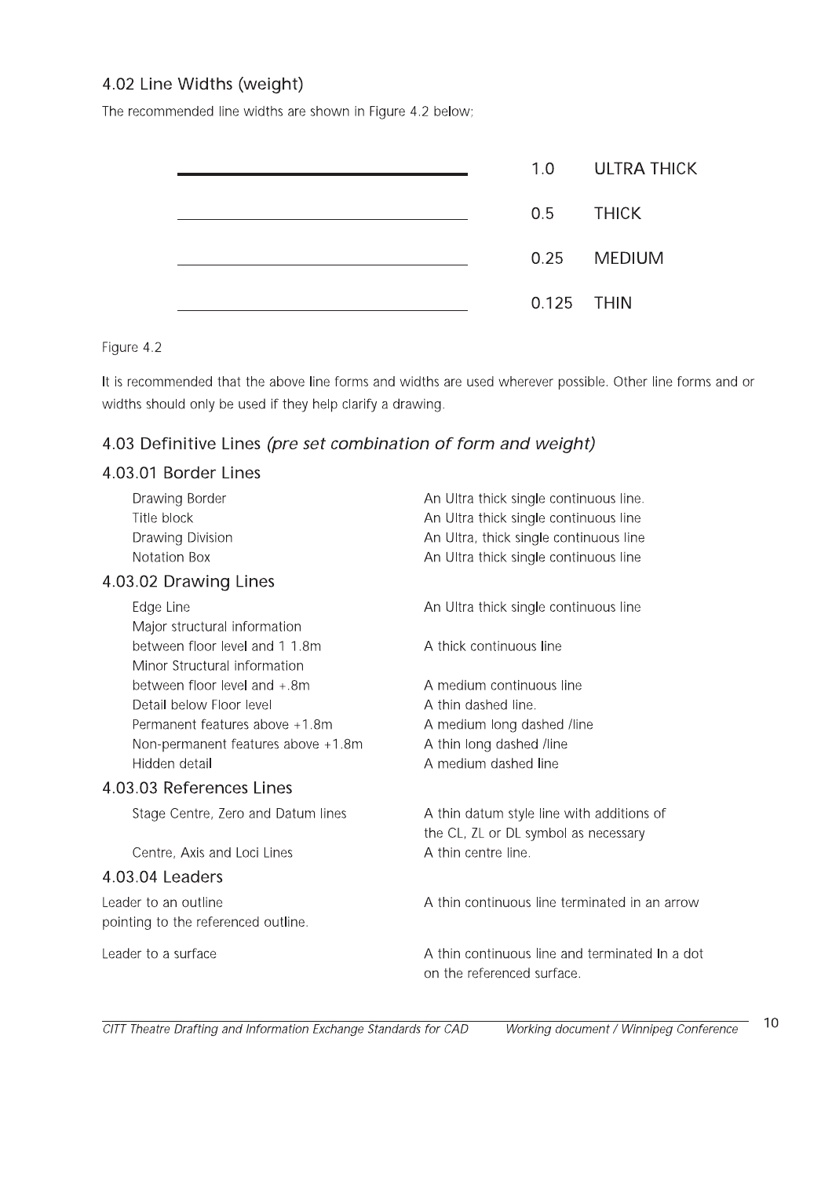## 4.02 Line Widths (weight)

The recommended line widths are shown in Figure 4.2 below:

| Line | Width | Weight |
|---|---|---|
| ▬▬▬▬ | 1.0 | ULTRA THICK |
| ──── | 0.5 | THICK |
| ──── | 0.25 | MEDIUM |
| ──── | 0.125 | THIN |

Figure 4.2

It is recommended that the above line forms and widths are used wherever possible. Other line forms and or widths should only be used if they help clarify a drawing.

## 4.03 Definitive Lines *(pre set combination of form and weight)*

### 4.03.01 Border Lines

| | |
|---|---|
| Drawing Border | An Ultra thick single continuous line. |
| Title block | An Ultra thick single continuous line |
| Drawing Division | An Ultra, thick single continuous line |
| Notation Box | An Ultra thick single continuous line |

### 4.03.02 Drawing Lines

| | |
|---|---|
| Edge Line | An Ultra thick single continuous line |
| Major structural information between floor level and 1 1.8m | A thick continuous line |
| Minor Structural information between floor level and +.8m | A medium continuous line |
| Detail below Floor level | A thin dashed line. |
| Permanent features above +1.8m | A medium long dashed /line |
| Non-permanent features above +1.8m | A thin long dashed /line |
| Hidden detail | A medium dashed line |

### 4.03.03 References Lines

| | |
|---|---|
| Stage Centre, Zero and Datum lines | A thin datum style line with additions of the CL, ZL or DL symbol as necessary |
| Centre, Axis and Loci Lines | A thin centre line. |

### 4.03.04 Leaders

| | |
|---|---|
| Leader to an outline pointing to the referenced outline. | A thin continuous line terminated in an arrow |
| Leader to a surface | A thin continuous line and terminated In a dot on the referenced surface. |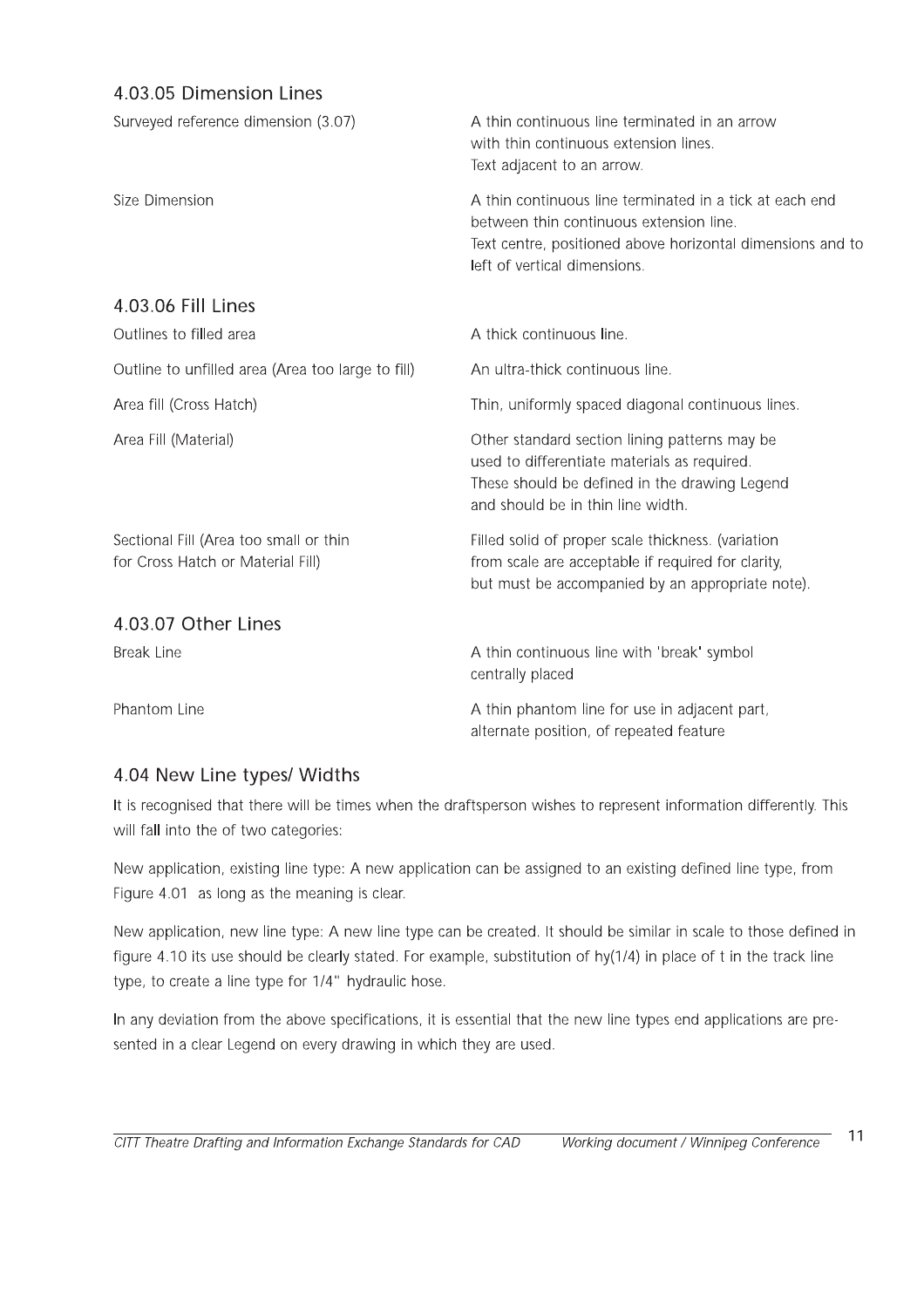### 4.03.05 Dimension Lines

| | |
|---|---|
| Surveyed reference dimension (3.07) | A thin continuous line terminated in an arrow with thin continuous extension lines. Text adjacent to an arrow. |
| Size Dimension | A thin continuous line terminated in a tick at each end between thin continuous extension line. Text centre, positioned above horizontal dimensions and to left of vertical dimensions. |

### 4.03.06 Fill Lines

| | |
|---|---|
| Outlines to filled area | A thick continuous line. |
| Outline to unfilled area (Area too large to fill) | An ultra-thick continuous line. |
| Area fill (Cross Hatch) | Thin, uniformly spaced diagonal continuous lines. |
| Area Fill (Material) | Other standard section lining patterns may be used to differentiate materials as required. These should be defined in the drawing Legend and should be in thin line width. |
| Sectional Fill (Area too small or thin for Cross Hatch or Material Fill) | Filled solid of proper scale thickness. (variation from scale are acceptable if required for clarity, but must be accompanied by an appropriate note). |

### 4.03.07 Other Lines

| | |
|---|---|
| Break Line | A thin continuous line with 'break' symbol centrally placed |
| Phantom Line | A thin phantom line for use in adjacent part, alternate position, of repeated feature |

## 4.04 New Line types/ Widths

It is recognised that there will be times when the draftsperson wishes to represent information differently. This will fall into the of two categories:

New application, existing line type: A new application can be assigned to an existing defined line type, from Figure 4.01 as long as the meaning is clear.

New application, new line type: A new line type can be created. It should be similar in scale to those defined in figure 4.10 its use should be clearly stated. For example, substitution of hy(1/4) in place of t in the track line type, to create a line type for 1/4" hydraulic hose.

In any deviation from the above specifications, it is essential that the new line types end applications are presented in a clear Legend on every drawing in which they are used.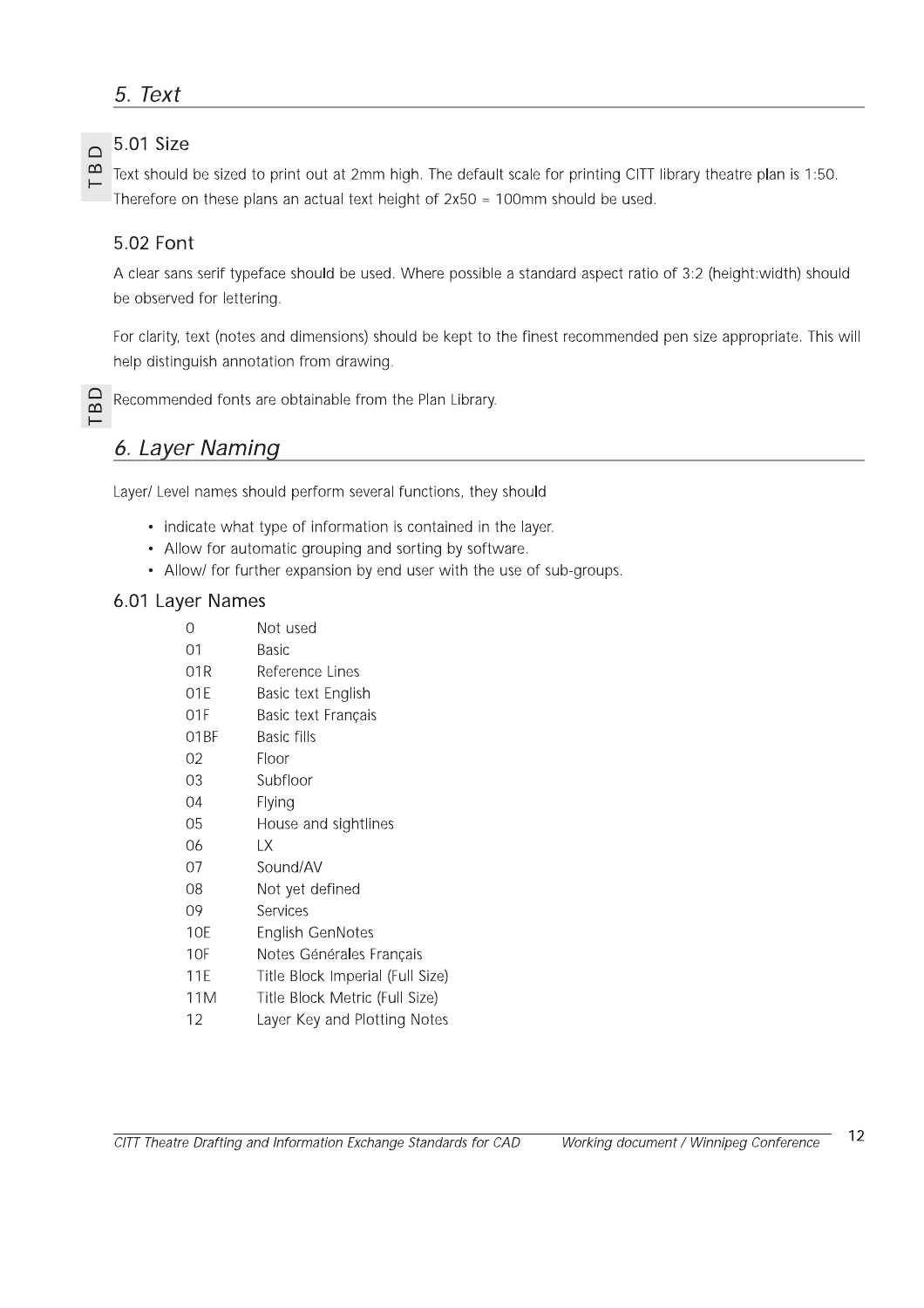## *5. Text*

### 5.01 Size

TBD

Text should be sized to print out at 2mm high. The default scale for printing CITT library theatre plan is 1:50. Therefore on these plans an actual text height of 2x50 = 100mm should be used.

### 5.02 Font

A clear sans serif typeface should be used. Where possible a standard aspect ratio of 3:2 (height:width) should be observed for lettering.

For clarity, text (notes and dimensions) should be kept to the finest recommended pen size appropriate. This will help distinguish annotation from drawing.

TBD

Recommended fonts are obtainable from the Plan Library.

## *6. Layer Naming*

Layer/ Level names should perform several functions, they should

- indicate what type of information is contained in the layer.
- Allow for automatic grouping and sorting by software.
- Allow/ for further expansion by end user with the use of sub-groups.

### 6.01 Layer Names

| | |
|---|---|
| 0 | Not used |
| 01 | Basic |
| 01R | Reference Lines |
| 01E | Basic text English |
| 01F | Basic text Français |
| 01BF | Basic fills |
| 02 | Floor |
| 03 | Subfloor |
| 04 | Flying |
| 05 | House and sightlines |
| 06 | LX |
| 07 | Sound/AV |
| 08 | Not yet defined |
| 09 | Services |
| 10E | English GenNotes |
| 10F | Notes Générales Français |
| 11E | Title Block Imperial (Full Size) |
| 11M | Title Block Metric (Full Size) |
| 12 | Layer Key and Plotting Notes |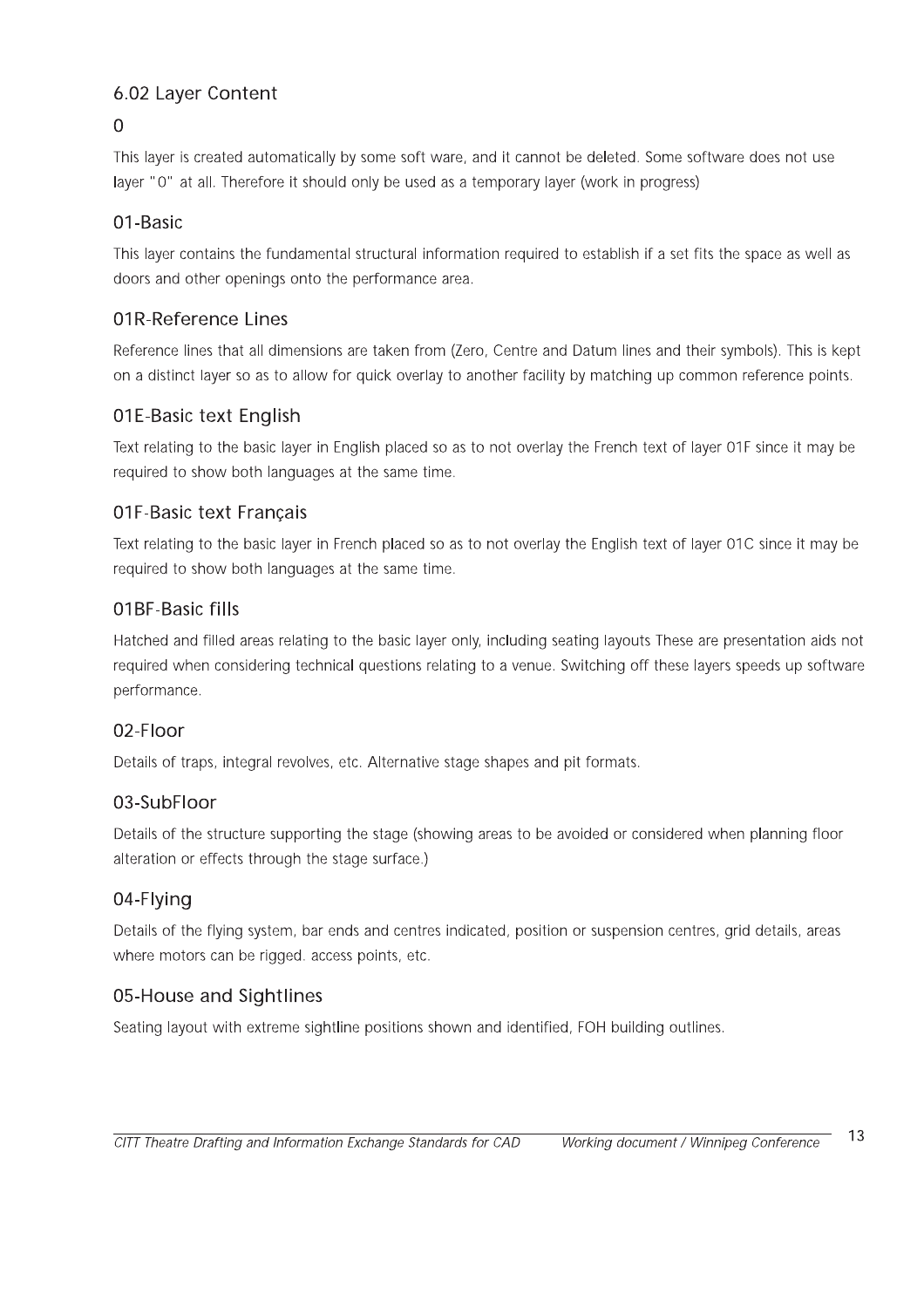## 6.02 Layer Content

### 0

This layer is created automatically by some soft ware, and it cannot be deleted. Some software does not use layer "0" at all. Therefore it should only be used as a temporary layer (work in progress)

### 01-Basic

This layer contains the fundamental structural information required to establish if a set fits the space as well as doors and other openings onto the performance area.

### 01R-Reference Lines

Reference lines that all dimensions are taken from (Zero, Centre and Datum lines and their symbols). This is kept on a distinct layer so as to allow for quick overlay to another facility by matching up common reference points.

### 01E-Basic text English

Text relating to the basic layer in English placed so as to not overlay the French text of layer 01F since it may be required to show both languages at the same time.

### 01F-Basic text Français

Text relating to the basic layer in French placed so as to not overlay the English text of layer 01C since it may be required to show both languages at the same time.

### 01BF-Basic fills

Hatched and filled areas relating to the basic layer only, including seating layouts These are presentation aids not required when considering technical questions relating to a venue. Switching off these layers speeds up software performance.

### 02-Floor

Details of traps, integral revolves, etc. Alternative stage shapes and pit formats.

### 03-SubFloor

Details of the structure supporting the stage (showing areas to be avoided or considered when planning floor alteration or effects through the stage surface.)

### 04-Flying

Details of the flying system, bar ends and centres indicated, position or suspension centres, grid details, areas where motors can be rigged. access points, etc.

### 05-House and Sightlines

Seating layout with extreme sightline positions shown and identified, FOH building outlines.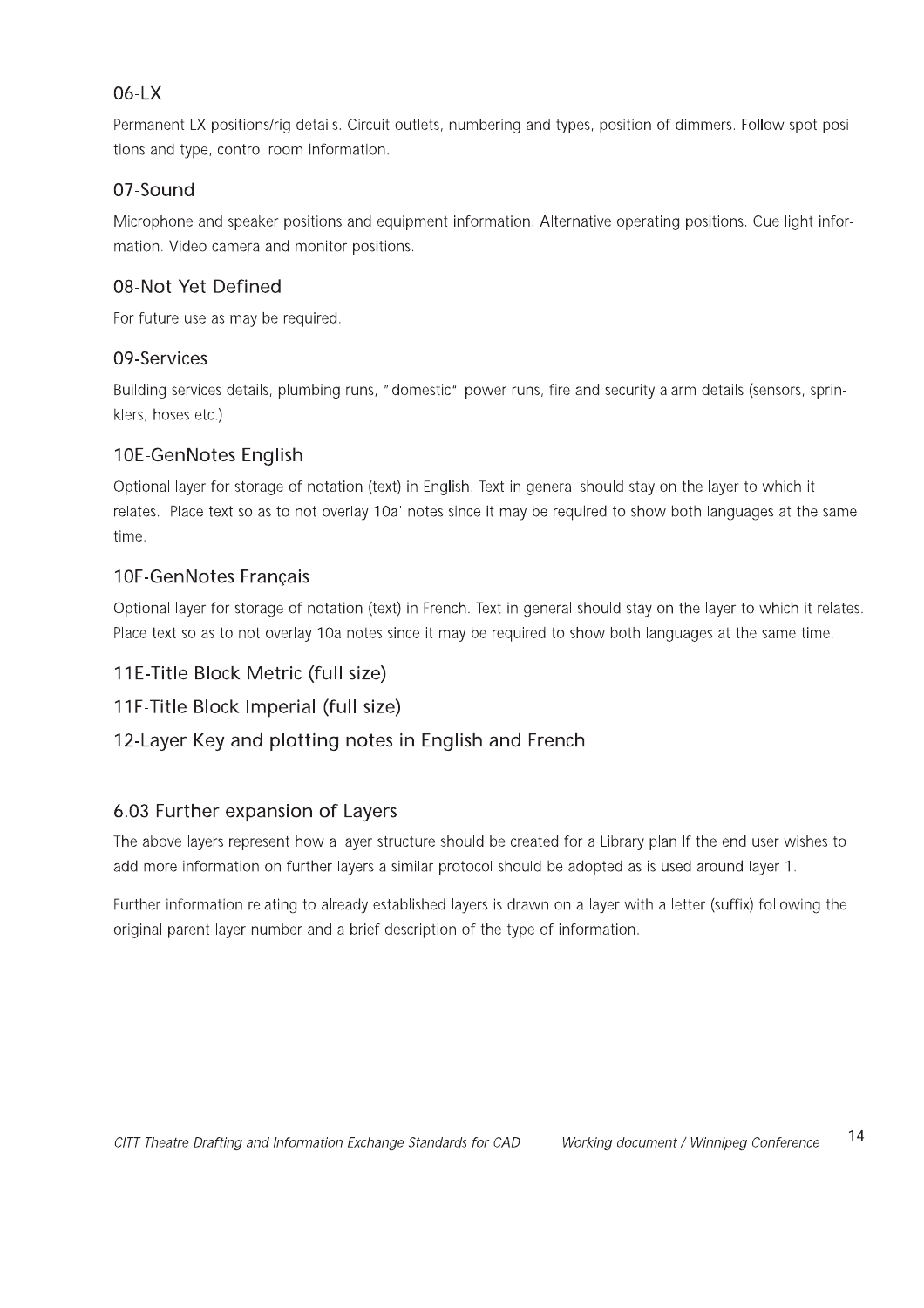### 06-LX

Permanent LX positions/rig details. Circuit outlets, numbering and types, position of dimmers. Follow spot positions and type, control room information.

### 07-Sound

Microphone and speaker positions and equipment information. Alternative operating positions. Cue light information. Video camera and monitor positions.

### 08-Not Yet Defined

For future use as may be required.

### 09-Services

Building services details, plumbing runs, "domestic" power runs, fire and security alarm details (sensors, sprinklers, hoses etc.)

### 10E-GenNotes English

Optional layer for storage of notation (text) in English. Text in general should stay on the layer to which it relates. Place text so as to not overlay 10a' notes since it may be required to show both languages at the same time.

### 10F-GenNotes Français

Optional layer for storage of notation (text) in French. Text in general should stay on the layer to which it relates. Place text so as to not overlay 10a notes since it may be required to show both languages at the same time.

### 11E-Title Block Metric (full size)

### 11F-Title Block Imperial (full size)

### 12-Layer Key and plotting notes in English and French

## 6.03 Further expansion of Layers

The above layers represent how a layer structure should be created for a Library plan If the end user wishes to add more information on further layers a similar protocol should be adopted as is used around layer 1.

Further information relating to already established layers is drawn on a layer with a letter (suffix) following the original parent layer number and a brief description of the type of information.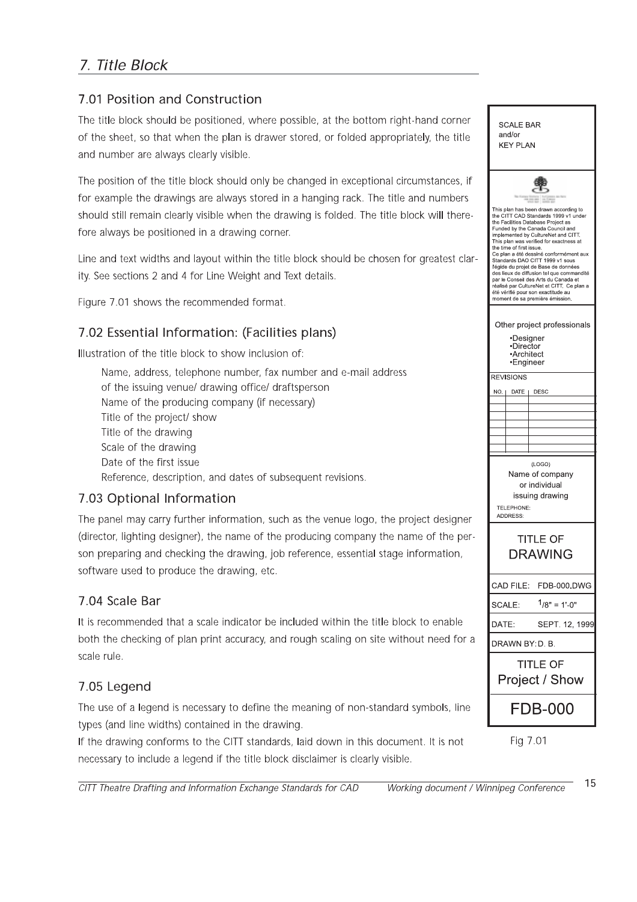## 7. Title Block

### 7.01 Position and Construction

The title block should be positioned, where possible, at the bottom right-hand corner of the sheet, so that when the plan is drawer stored, or folded appropriately, the title and number are always clearly visible.

The position of the title block should only be changed in exceptional circumstances, if for example the drawings are always stored in a hanging rack. The title and numbers should still remain clearly visible when the drawing is folded. The title block will therefore always be positioned in a drawing corner.

Line and text widths and layout within the title block should be chosen for greatest clarity. See sections 2 and 4 for Line Weight and Text details.

Figure 7.01 shows the recommended format.

### 7.02 Essential Information: (Facilities plans)

Illustration of the title block to show inclusion of:

- Name, address, telephone number, fax number and e-mail address of the issuing venue/ drawing office/ draftsperson
- Name of the producing company (if necessary)
- Title of the project/ show
- Title of the drawing
- Scale of the drawing
- Date of the first issue
- Reference, description, and dates of subsequent revisions.

### 7.03 Optional Information

The panel may carry further information, such as the venue logo, the project designer (director, lighting designer), the name of the producing company the name of the person preparing and checking the drawing, job reference, essential stage information, software used to produce the drawing, etc.

### 7.04 Scale Bar

It is recommended that a scale indicator be included within the title block to enable both the checking of plan print accuracy, and rough scaling on site without need for a scale rule.

### 7.05 Legend

The use of a legend is necessary to define the meaning of non-standard symbols, line types (and line widths) contained in the drawing.

If the drawing conforms to the CITT standards, laid down in this document. It is not necessary to include a legend if the title block disclaimer is clearly visible.

---

SCALE BAR
and/or
KEY PLAN

This plan has been drawn according to the CITT CAD Standards 1999 v1 under the Facilities Database Project as Funded by the Canada Council and implemented by CultureNet and CITT. This plan was verified for exactness at the time of first issue.
Ce plan a été dessiné conformément aux Standards DAO CITT 1999 v1 sous l'égide du projet de Base de données des lieux de diffusion tel que commandité par le Conseil des Arts du Canada et réalisé par CultureNet et CITT. Ce plan a été vérifié pour son exactitude au moment de sa première émission.

Other project professionals
- Designer
- Director
- Architect
- Engineer

REVISIONS

| NO. | DATE | DESC |
| --- | --- | --- |
| | | |
| | | |
| | | |
| | | |
| | | |
| | | |
| | | |

(LOGO)
Name of company
or individual
issuing drawing
TELEPHONE:
ADDRESS:

TITLE OF
DRAWING

CAD FILE: FDB-000.DWG
SCALE: 1/8" = 1'-0"
DATE: SEPT. 12, 1999
DRAWN BY: D. B.

TITLE OF
Project / Show

FDB-000

Fig 7.01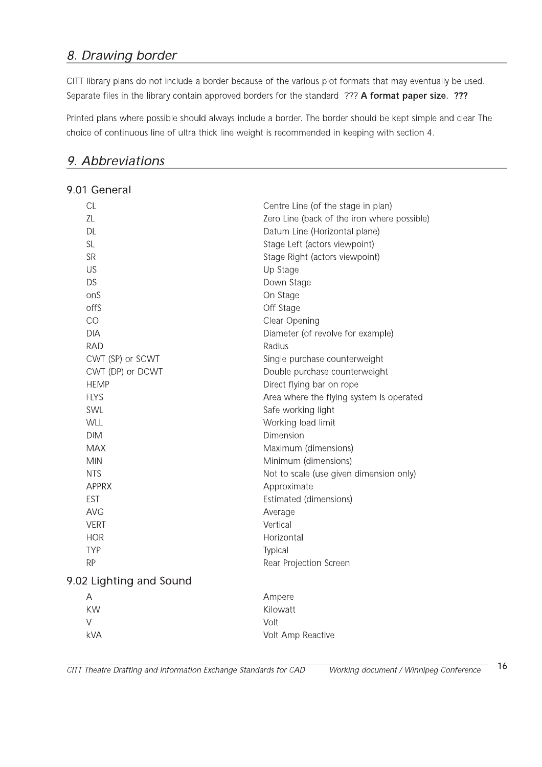## *8. Drawing border*

CITT library plans do not include a border because of the various plot formats that may eventually be used. Separate files in the library contain approved borders for the standard ??? **A format paper size. ???**

Printed plans where possible should always include a border. The border should be kept simple and clear The choice of continuous line of ultra thick line weight is recommended in keeping with section 4.

## *9. Abbreviations*

### 9.01 General

| | |
|---|---|
| CL | Centre Line (of the stage in plan) |
| ZL | Zero Line (back of the iron where possible) |
| DL | Datum Line (Horizontal plane) |
| SL | Stage Left (actors viewpoint) |
| SR | Stage Right (actors viewpoint) |
| US | Up Stage |
| DS | Down Stage |
| onS | On Stage |
| offS | Off Stage |
| CO | Clear Opening |
| DIA | Diameter (of revolve for example) |
| RAD | Radius |
| CWT (SP) or SCWT | Single purchase counterweight |
| CWT (DP) or DCWT | Double purchase counterweight |
| HEMP | Direct flying bar on rope |
| FLYS | Area where the flying system is operated |
| SWL | Safe working light |
| WLL | Working load limit |
| DIM | Dimension |
| MAX | Maximum (dimensions) |
| MIN | Minimum (dimensions) |
| NTS | Not to scale (use given dimension only) |
| APPRX | Approximate |
| EST | Estimated (dimensions) |
| AVG | Average |
| VERT | Vertical |
| HOR | Horizontal |
| TYP | Typical |
| RP | Rear Projection Screen |

### 9.02 Lighting and Sound

| | |
|---|---|
| A | Ampere |
| KW | Kilowatt |
| V | Volt |
| kVA | Volt Amp Reactive |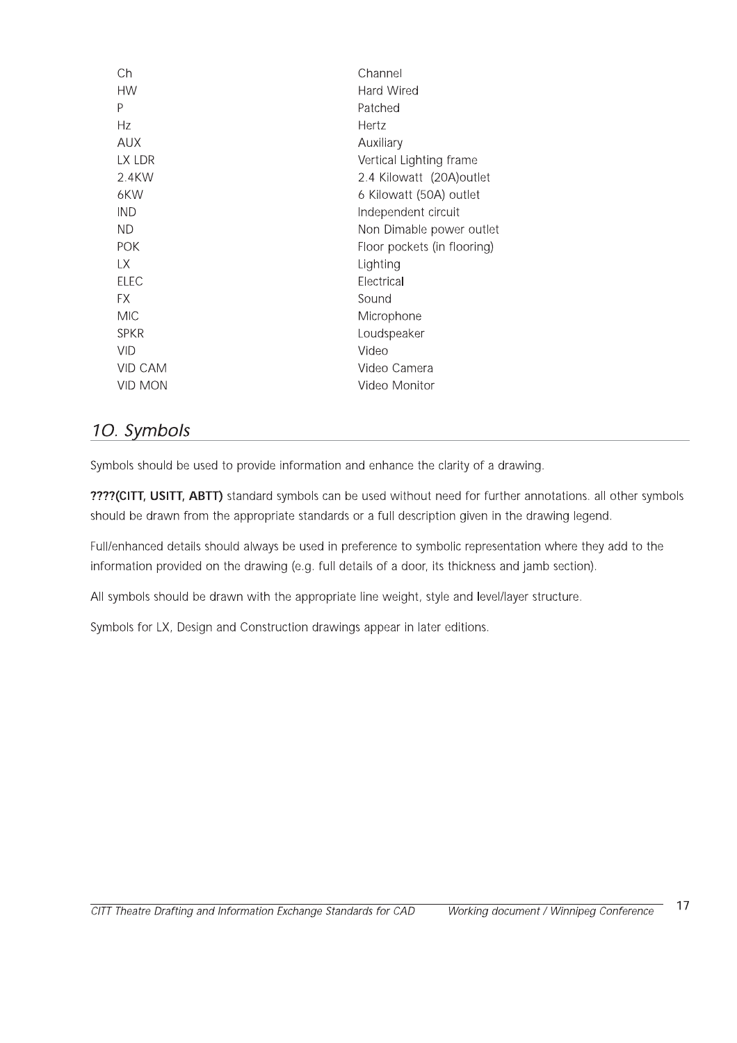| | |
|---|---|
| Ch | Channel |
| HW | Hard Wired |
| P | Patched |
| Hz | Hertz |
| AUX | Auxiliary |
| LX LDR | Vertical Lighting frame |
| 2.4KW | 2.4 Kilowatt (20A)outlet |
| 6KW | 6 Kilowatt (50A) outlet |
| IND | Independent circuit |
| ND | Non Dimable power outlet |
| POK | Floor pockets (in flooring) |
| LX | Lighting |
| ELEC | Electrical |
| FX | Sound |
| MIC | Microphone |
| SPKR | Loudspeaker |
| VID | Video |
| VID CAM | Video Camera |
| VID MON | Video Monitor |

## *1O. Symbols*

Symbols should be used to provide information and enhance the clarity of a drawing.

**????(CITT, USITT, ABTT)** standard symbols can be used without need for further annotations. all other symbols should be drawn from the appropriate standards or a full description given in the drawing legend.

Full/enhanced details should always be used in preference to symbolic representation where they add to the information provided on the drawing (e.g. full details of a door, its thickness and jamb section).

All symbols should be drawn with the appropriate line weight, style and level/layer structure.

Symbols for LX, Design and Construction drawings appear in later editions.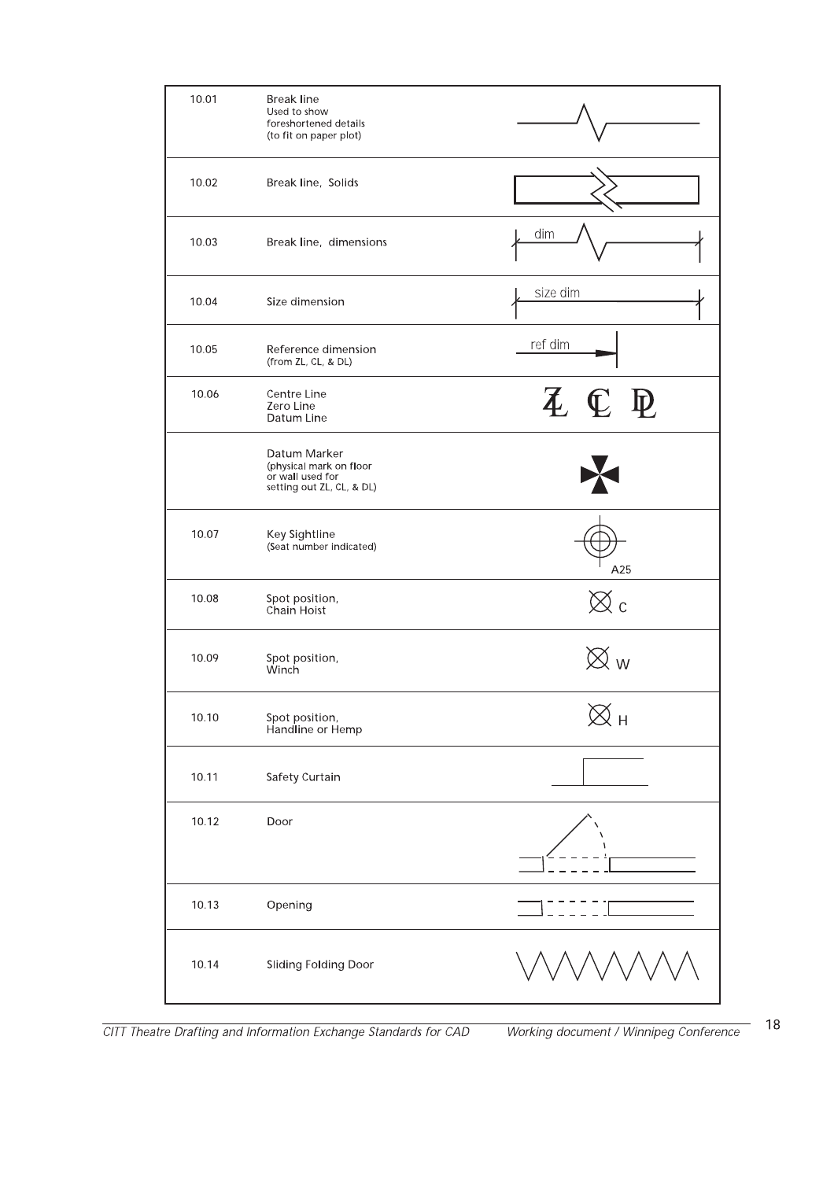| | | |
|---|---|---|
| 10.01 | Break line<br>Used to show foreshortened details (to fit on paper plot) | |
| 10.02 | Break line, Solids | |
| 10.03 | Break line, dimensions | dim |
| 10.04 | Size dimension | size dim |
| 10.05 | Reference dimension<br>(from ZL, CL, & DL) | ref dim |
| 10.06 | Centre Line<br>Zero Line<br>Datum Line | ZL CL DL |
| | Datum Marker<br>(physical mark on floor or wall used for setting out ZL, CL, & DL) | |
| 10.07 | Key Sightline<br>(Seat number indicated) | A25 |
| 10.08 | Spot position,<br>Chain Hoist | C |
| 10.09 | Spot position,<br>Winch | W |
| 10.10 | Spot position,<br>Handline or Hemp | H |
| 10.11 | Safety Curtain | |
| 10.12 | Door | |
| 10.13 | Opening | |
| 10.14 | Sliding Folding Door | |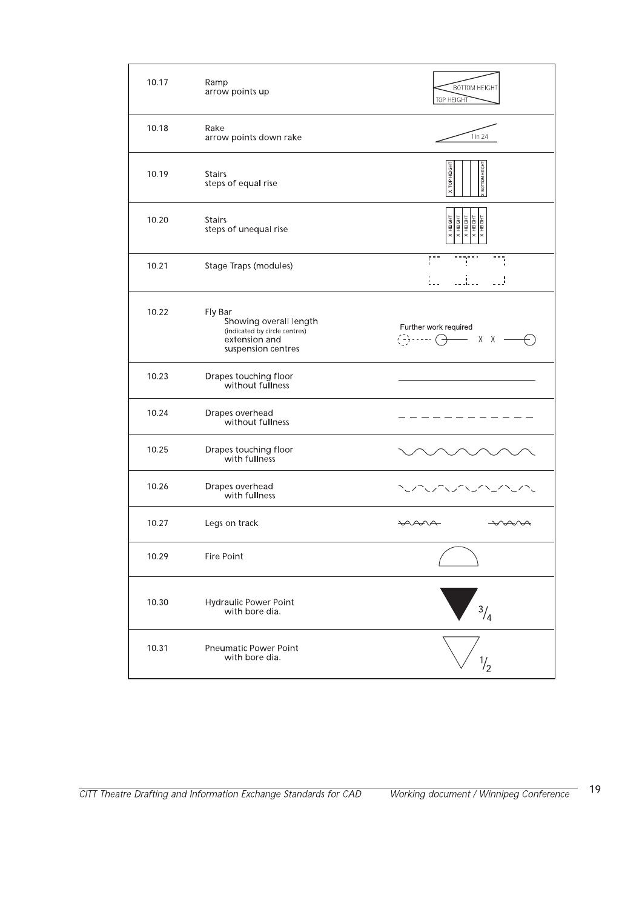| | | |
|---|---|---|
| 10.17 | Ramp<br>arrow points up | BOTTOM HEIGHT<br>TOP HEIGHT |
| 10.18 | Rake<br>arrow points down rake | 1 in 24 |
| 10.19 | Stairs<br>steps of equal rise | X TOP HEIGHT<br>X BOTTOM HEIGHT |
| 10.20 | Stairs<br>steps of unequal rise | X HEIGHT X HEIGHT X HEIGHT X HEIGHT X HEIGHT |
| 10.21 | Stage Traps (modules) | |
| 10.22 | Fly Bar<br>Showing overall length<br>(indicated by circle centres)<br>extension and<br>suspension centres | Further work required<br>X X |
| 10.23 | Drapes touching floor<br>without fullness | |
| 10.24 | Drapes overhead<br>without fullness | |
| 10.25 | Drapes touching floor<br>with fullness | |
| 10.26 | Drapes overhead<br>with fullness | |
| 10.27 | Legs on track | |
| 10.29 | Fire Point | |
| 10.30 | Hydraulic Power Point<br>with bore dia. | 3/4 |
| 10.31 | Pneumatic Power Point<br>with bore dia. | 1/2 |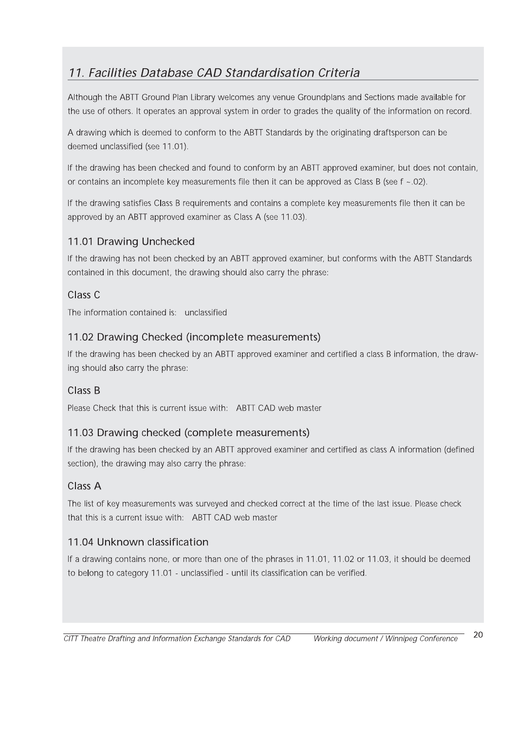## *11. Facilities Database CAD Standardisation Criteria*

Although the ABTT Ground Plan Library welcomes any venue Groundplans and Sections made available for the use of others. It operates an approval system in order to grades the quality of the information on record.

A drawing which is deemed to conform to the ABTT Standards by the originating draftsperson can be deemed unclassified (see 11.01).

If the drawing has been checked and found to conform by an ABTT approved examiner, but does not contain, or contains an incomplete key measurements file then it can be approved as Class B (see f ~.02).

If the drawing satisfies Class B requirements and contains a complete key measurements file then it can be approved by an ABTT approved examiner as Class A (see 11.03).

### 11.01 Drawing Unchecked

If the drawing has not been checked by an ABTT approved examiner, but conforms with the ABTT Standards contained in this document, the drawing should also carry the phrase:

#### Class C

The information contained is: unclassified

### 11.02 Drawing Checked (incomplete measurements)

If the drawing has been checked by an ABTT approved examiner and certified a class B information, the drawing should also carry the phrase:

#### Class B

Please Check that this is current issue with: ABTT CAD web master

### 11.03 Drawing checked (complete measurements)

If the drawing has been checked by an ABTT approved examiner and certified as class A information (defined section), the drawing may also carry the phrase:

#### Class A

The list of key measurements was surveyed and checked correct at the time of the last issue. Please check that this is a current issue with: ABTT CAD web master

### 11.04 Unknown classification

If a drawing contains none, or more than one of the phrases in 11.01, 11.02 or 11.03, it should be deemed to belong to category 11.01 - unclassified - until its classification can be verified.